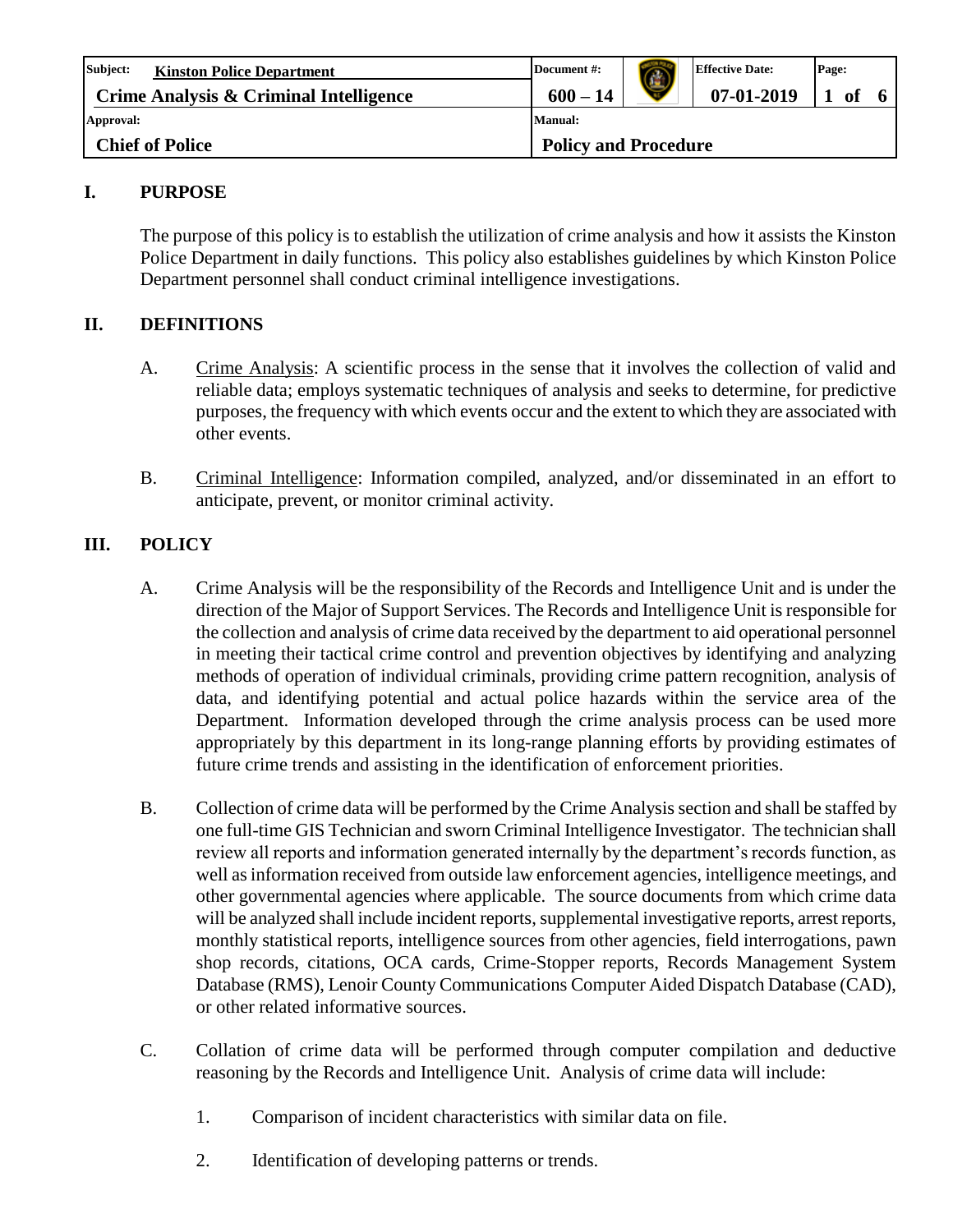| Subject: Kinston Police Department | Document #: | | Effective Date: | Page: |
|---|---|---|---|---|
| **Crime Analysis & Criminal Intelligence** | **600 – 14** | | **07-01-2019** | **1 of 6** |
| Approval: | Manual: | | | |
| **Chief of Police** | **Policy and Procedure** | | | |

## I. PURPOSE

The purpose of this policy is to establish the utilization of crime analysis and how it assists the Kinston Police Department in daily functions. This policy also establishes guidelines by which Kinston Police Department personnel shall conduct criminal intelligence investigations.

## II. DEFINITIONS

A. Crime Analysis: A scientific process in the sense that it involves the collection of valid and reliable data; employs systematic techniques of analysis and seeks to determine, for predictive purposes, the frequency with which events occur and the extent to which they are associated with other events.

B. Criminal Intelligence: Information compiled, analyzed, and/or disseminated in an effort to anticipate, prevent, or monitor criminal activity.

## III. POLICY

A. Crime Analysis will be the responsibility of the Records and Intelligence Unit and is under the direction of the Major of Support Services. The Records and Intelligence Unit is responsible for the collection and analysis of crime data received by the department to aid operational personnel in meeting their tactical crime control and prevention objectives by identifying and analyzing methods of operation of individual criminals, providing crime pattern recognition, analysis of data, and identifying potential and actual police hazards within the service area of the Department. Information developed through the crime analysis process can be used more appropriately by this department in its long-range planning efforts by providing estimates of future crime trends and assisting in the identification of enforcement priorities.

B. Collection of crime data will be performed by the Crime Analysis section and shall be staffed by one full-time GIS Technician and sworn Criminal Intelligence Investigator. The technician shall review all reports and information generated internally by the department's records function, as well as information received from outside law enforcement agencies, intelligence meetings, and other governmental agencies where applicable. The source documents from which crime data will be analyzed shall include incident reports, supplemental investigative reports, arrest reports, monthly statistical reports, intelligence sources from other agencies, field interrogations, pawn shop records, citations, OCA cards, Crime-Stopper reports, Records Management System Database (RMS), Lenoir County Communications Computer Aided Dispatch Database (CAD), or other related informative sources.

C. Collation of crime data will be performed through computer compilation and deductive reasoning by the Records and Intelligence Unit. Analysis of crime data will include:

1. Comparison of incident characteristics with similar data on file.

2. Identification of developing patterns or trends.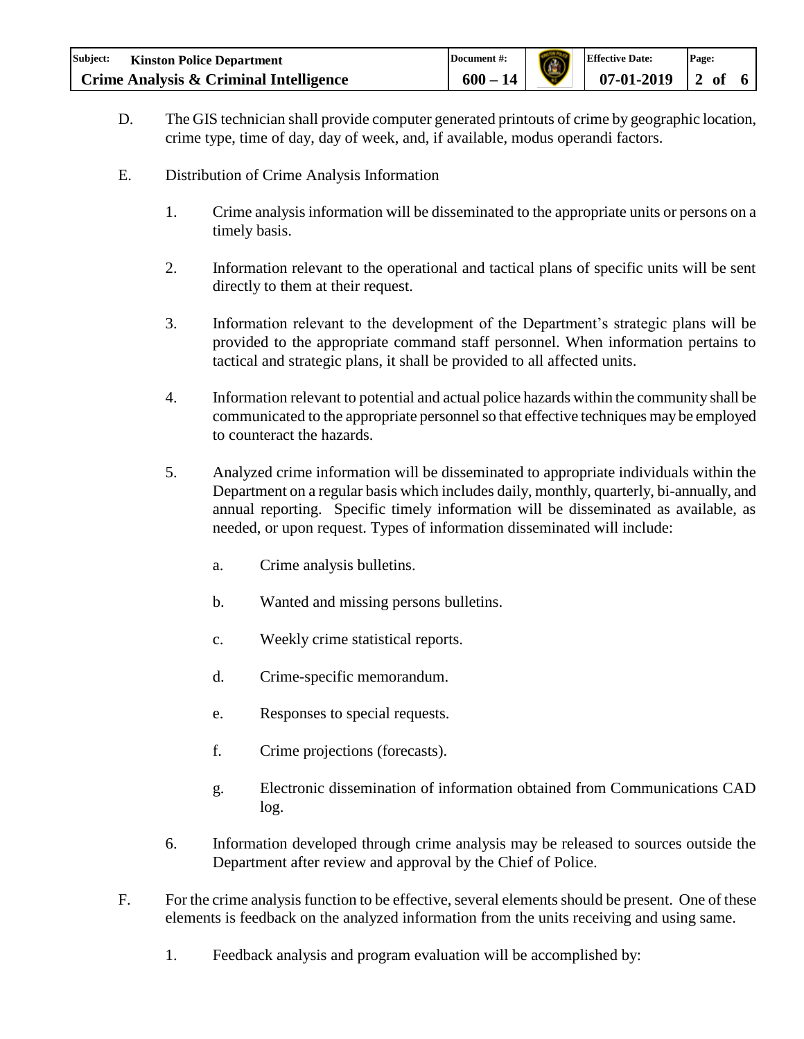D. The GIS technician shall provide computer generated printouts of crime by geographic location, crime type, time of day, day of week, and, if available, modus operandi factors.

E. Distribution of Crime Analysis Information

1. Crime analysis information will be disseminated to the appropriate units or persons on a timely basis.

2. Information relevant to the operational and tactical plans of specific units will be sent directly to them at their request.

3. Information relevant to the development of the Department's strategic plans will be provided to the appropriate command staff personnel. When information pertains to tactical and strategic plans, it shall be provided to all affected units.

4. Information relevant to potential and actual police hazards within the community shall be communicated to the appropriate personnel so that effective techniques may be employed to counteract the hazards.

5. Analyzed crime information will be disseminated to appropriate individuals within the Department on a regular basis which includes daily, monthly, quarterly, bi-annually, and annual reporting. Specific timely information will be disseminated as available, as needed, or upon request. Types of information disseminated will include:

   a. Crime analysis bulletins.

   b. Wanted and missing persons bulletins.

   c. Weekly crime statistical reports.

   d. Crime-specific memorandum.

   e. Responses to special requests.

   f. Crime projections (forecasts).

   g. Electronic dissemination of information obtained from Communications CAD log.

6. Information developed through crime analysis may be released to sources outside the Department after review and approval by the Chief of Police.

F. For the crime analysis function to be effective, several elements should be present. One of these elements is feedback on the analyzed information from the units receiving and using same.

1. Feedback analysis and program evaluation will be accomplished by: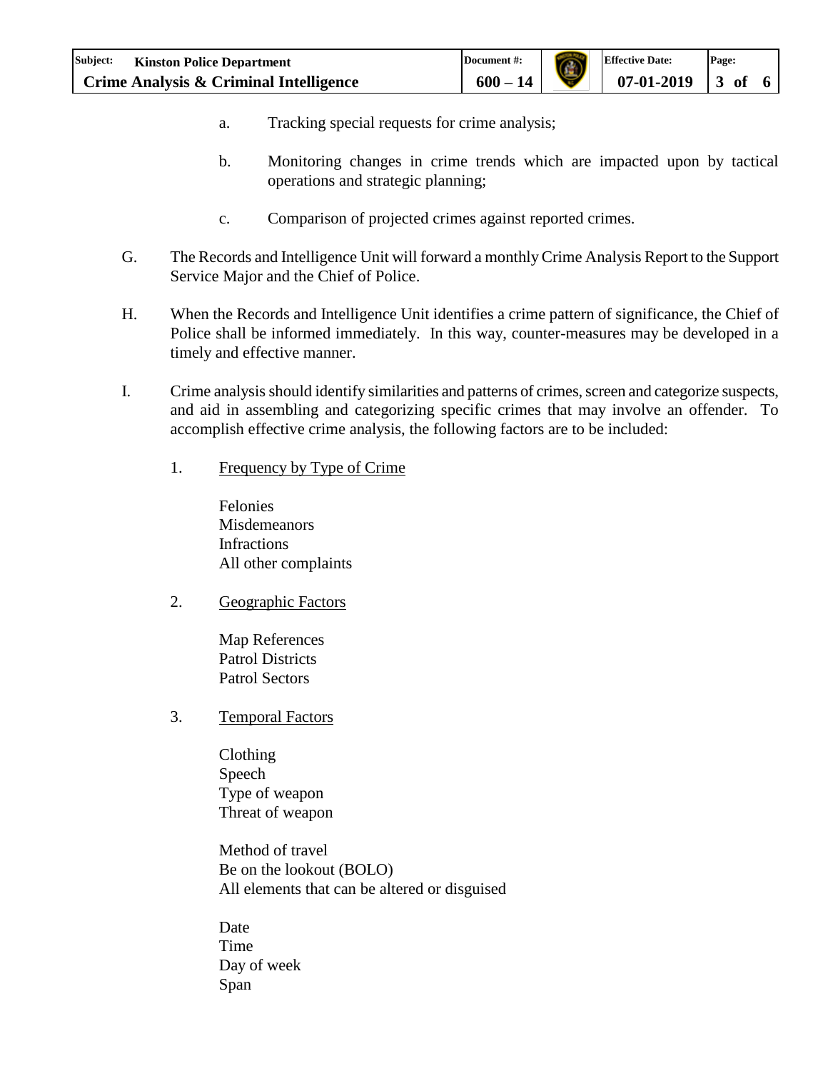a. Tracking special requests for crime analysis;

b. Monitoring changes in crime trends which are impacted upon by tactical operations and strategic planning;

c. Comparison of projected crimes against reported crimes.

G. The Records and Intelligence Unit will forward a monthly Crime Analysis Report to the Support Service Major and the Chief of Police.

H. When the Records and Intelligence Unit identifies a crime pattern of significance, the Chief of Police shall be informed immediately. In this way, counter-measures may be developed in a timely and effective manner.

I. Crime analysis should identify similarities and patterns of crimes, screen and categorize suspects, and aid in assembling and categorizing specific crimes that may involve an offender. To accomplish effective crime analysis, the following factors are to be included:

1. Frequency by Type of Crime

   Felonies
   Misdemeanors
   Infractions
   All other complaints

2. Geographic Factors

   Map References
   Patrol Districts
   Patrol Sectors

3. Temporal Factors

   Clothing
   Speech
   Type of weapon
   Threat of weapon

   Method of travel
   Be on the lookout (BOLO)
   All elements that can be altered or disguised

   Date
   Time
   Day of week
   Span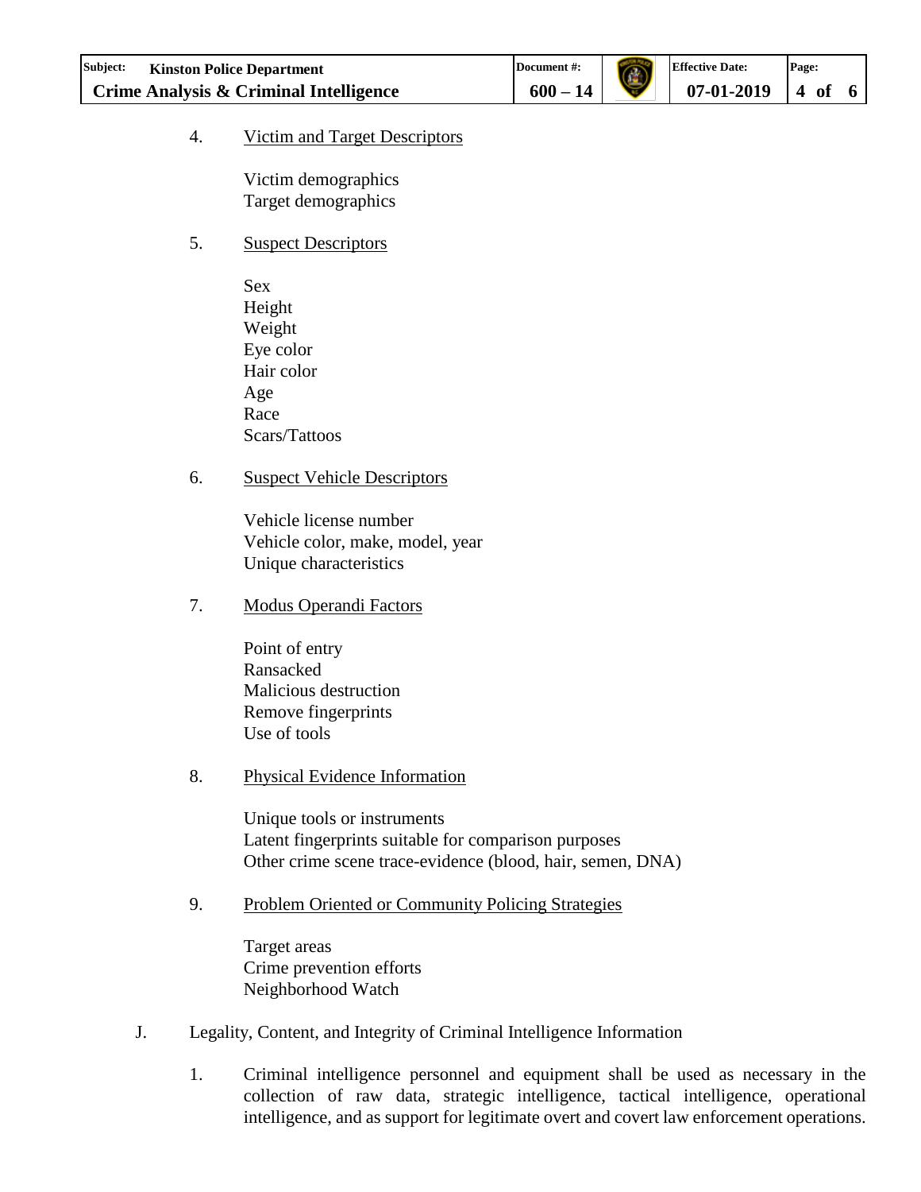4. <u>Victim and Target Descriptors</u>

   Victim demographics
   Target demographics

5. <u>Suspect Descriptors</u>

   Sex
   Height
   Weight
   Eye color
   Hair color
   Age
   Race
   Scars/Tattoos

6. <u>Suspect Vehicle Descriptors</u>

   Vehicle license number
   Vehicle color, make, model, year
   Unique characteristics

7. <u>Modus Operandi Factors</u>

   Point of entry
   Ransacked
   Malicious destruction
   Remove fingerprints
   Use of tools

8. <u>Physical Evidence Information</u>

   Unique tools or instruments
   Latent fingerprints suitable for comparison purposes
   Other crime scene trace-evidence (blood, hair, semen, DNA)

9. <u>Problem Oriented or Community Policing Strategies</u>

   Target areas
   Crime prevention efforts
   Neighborhood Watch

J. Legality, Content, and Integrity of Criminal Intelligence Information

   1. Criminal intelligence personnel and equipment shall be used as necessary in the collection of raw data, strategic intelligence, tactical intelligence, operational intelligence, and as support for legitimate overt and covert law enforcement operations.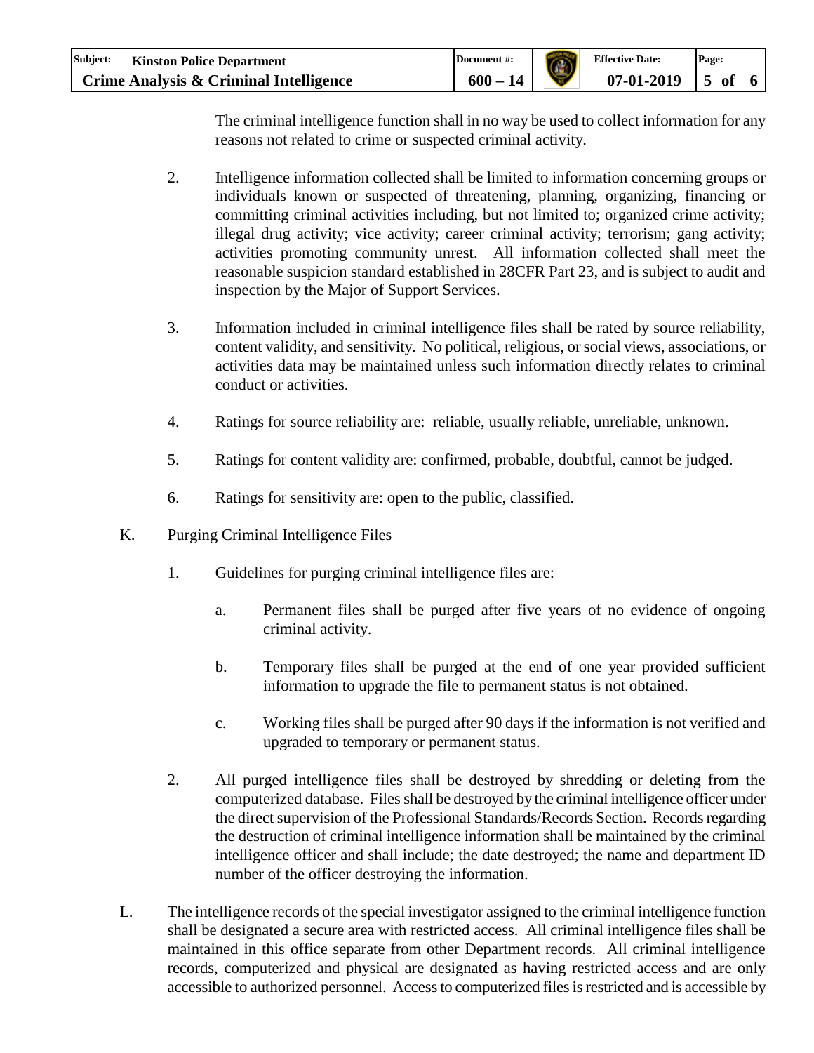The criminal intelligence function shall in no way be used to collect information for any reasons not related to crime or suspected criminal activity.

2. Intelligence information collected shall be limited to information concerning groups or individuals known or suspected of threatening, planning, organizing, financing or committing criminal activities including, but not limited to; organized crime activity; illegal drug activity; vice activity; career criminal activity; terrorism; gang activity; activities promoting community unrest. All information collected shall meet the reasonable suspicion standard established in 28CFR Part 23, and is subject to audit and inspection by the Major of Support Services.

3. Information included in criminal intelligence files shall be rated by source reliability, content validity, and sensitivity. No political, religious, or social views, associations, or activities data may be maintained unless such information directly relates to criminal conduct or activities.

4. Ratings for source reliability are: reliable, usually reliable, unreliable, unknown.

5. Ratings for content validity are: confirmed, probable, doubtful, cannot be judged.

6. Ratings for sensitivity are: open to the public, classified.

K. Purging Criminal Intelligence Files

1. Guidelines for purging criminal intelligence files are:

   a. Permanent files shall be purged after five years of no evidence of ongoing criminal activity.

   b. Temporary files shall be purged at the end of one year provided sufficient information to upgrade the file to permanent status is not obtained.

   c. Working files shall be purged after 90 days if the information is not verified and upgraded to temporary or permanent status.

2. All purged intelligence files shall be destroyed by shredding or deleting from the computerized database. Files shall be destroyed by the criminal intelligence officer under the direct supervision of the Professional Standards/Records Section. Records regarding the destruction of criminal intelligence information shall be maintained by the criminal intelligence officer and shall include; the date destroyed; the name and department ID number of the officer destroying the information.

L. The intelligence records of the special investigator assigned to the criminal intelligence function shall be designated a secure area with restricted access. All criminal intelligence files shall be maintained in this office separate from other Department records. All criminal intelligence records, computerized and physical are designated as having restricted access and are only accessible to authorized personnel. Access to computerized files is restricted and is accessible by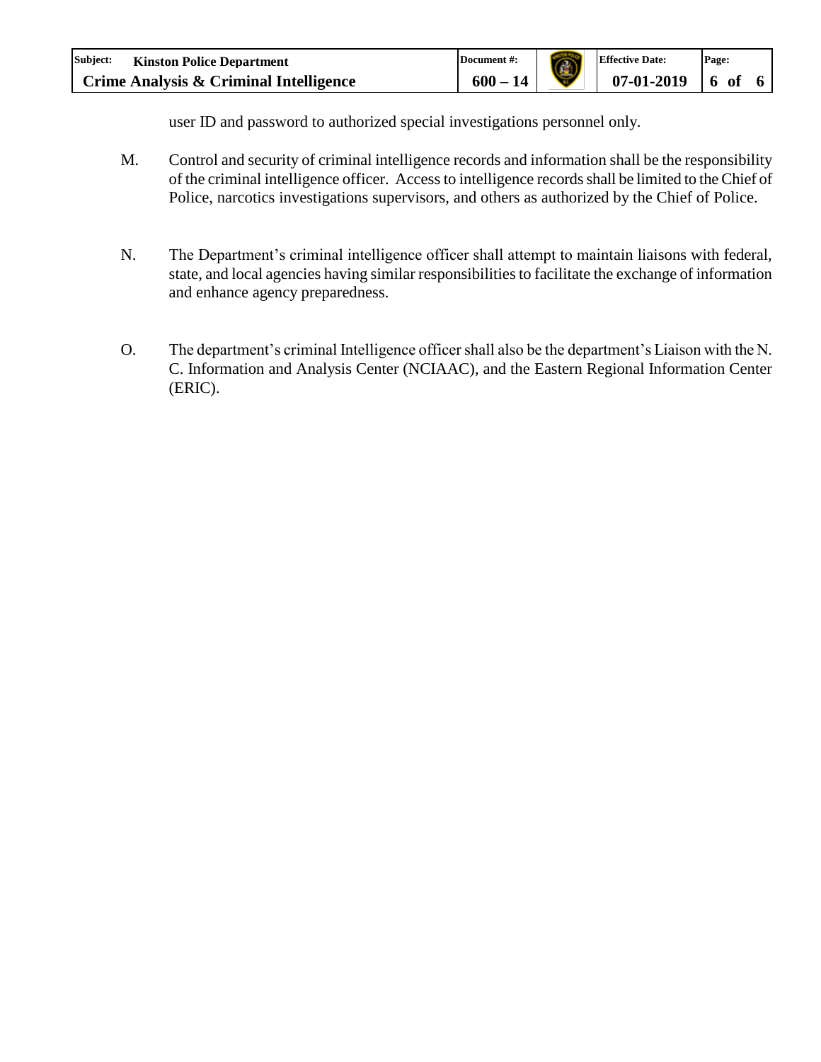user ID and password to authorized special investigations personnel only.

M. Control and security of criminal intelligence records and information shall be the responsibility of the criminal intelligence officer. Access to intelligence records shall be limited to the Chief of Police, narcotics investigations supervisors, and others as authorized by the Chief of Police.

N. The Department's criminal intelligence officer shall attempt to maintain liaisons with federal, state, and local agencies having similar responsibilities to facilitate the exchange of information and enhance agency preparedness.

O. The department's criminal Intelligence officer shall also be the department's Liaison with the N. C. Information and Analysis Center (NCIAAC), and the Eastern Regional Information Center (ERIC).